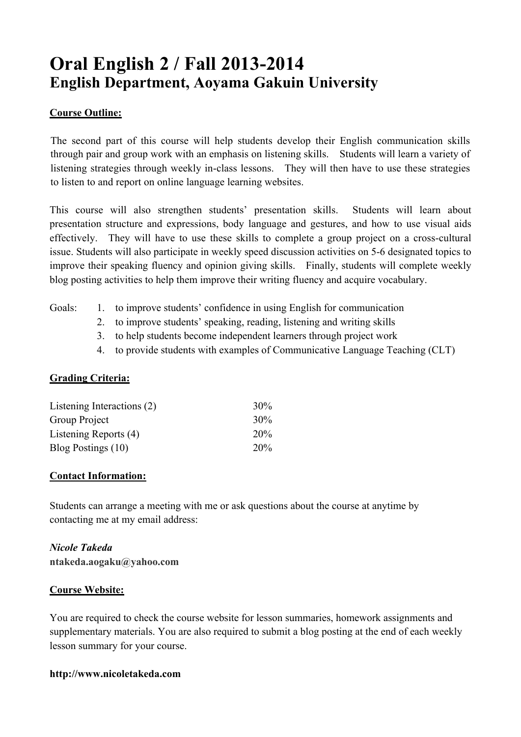# Oral English 2 / Fall 2013-2014
## English Department, Aoyama Gakuin University

**Course Outline:**

The second part of this course will help students develop their English communication skills through pair and group work with an emphasis on listening skills. Students will learn a variety of listening strategies through weekly in-class lessons. They will then have to use these strategies to listen to and report on online language learning websites.

This course will also strengthen students' presentation skills. Students will learn about presentation structure and expressions, body language and gestures, and how to use visual aids effectively. They will have to use these skills to complete a group project on a cross-cultural issue. Students will also participate in weekly speed discussion activities on 5-6 designated topics to improve their speaking fluency and opinion giving skills. Finally, students will complete weekly blog posting activities to help them improve their writing fluency and acquire vocabulary.

Goals:
1. to improve students' confidence in using English for communication
2. to improve students' speaking, reading, listening and writing skills
3. to help students become independent learners through project work
4. to provide students with examples of Communicative Language Teaching (CLT)

**Grading Criteria:**

| | |
|---|---|
| Listening Interactions (2) | 30% |
| Group Project | 30% |
| Listening Reports (4) | 20% |
| Blog Postings (10) | 20% |

**Contact Information:**

Students can arrange a meeting with me or ask questions about the course at anytime by contacting me at my email address:

***Nicole Takeda***
**ntakeda.aogaku@yahoo.com**

**Course Website:**

You are required to check the course website for lesson summaries, homework assignments and supplementary materials. You are also required to submit a blog posting at the end of each weekly lesson summary for your course.

**http://www.nicoletakeda.com**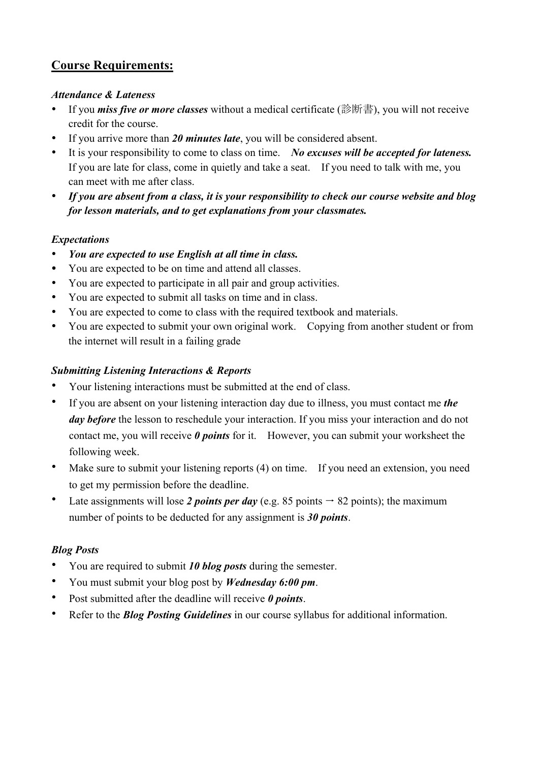## Course Requirements:

***Attendance & Lateness***

- If you ***miss five or more classes*** without a medical certificate (診断書), you will not receive credit for the course.
- If you arrive more than ***20 minutes late***, you will be considered absent.
- It is your responsibility to come to class on time. ***No excuses will be accepted for lateness.*** If you are late for class, come in quietly and take a seat. If you need to talk with me, you can meet with me after class.
- ***If you are absent from a class, it is your responsibility to check our course website and blog for lesson materials, and to get explanations from your classmates.***

***Expectations***

- ***You are expected to use English at all time in class.***
- You are expected to be on time and attend all classes.
- You are expected to participate in all pair and group activities.
- You are expected to submit all tasks on time and in class.
- You are expected to come to class with the required textbook and materials.
- You are expected to submit your own original work. Copying from another student or from the internet will result in a failing grade

***Submitting Listening Interactions & Reports***

- Your listening interactions must be submitted at the end of class.
- If you are absent on your listening interaction day due to illness, you must contact me ***the day before*** the lesson to reschedule your interaction. If you miss your interaction and do not contact me, you will receive ***0 points*** for it. However, you can submit your worksheet the following week.
- Make sure to submit your listening reports (4) on time. If you need an extension, you need to get my permission before the deadline.
- Late assignments will lose ***2 points per day*** (e.g. 85 points → 82 points); the maximum number of points to be deducted for any assignment is ***30 points***.

***Blog Posts***

- You are required to submit ***10 blog posts*** during the semester.
- You must submit your blog post by ***Wednesday 6:00 pm***.
- Post submitted after the deadline will receive ***0 points***.
- Refer to the ***Blog Posting Guidelines*** in our course syllabus for additional information.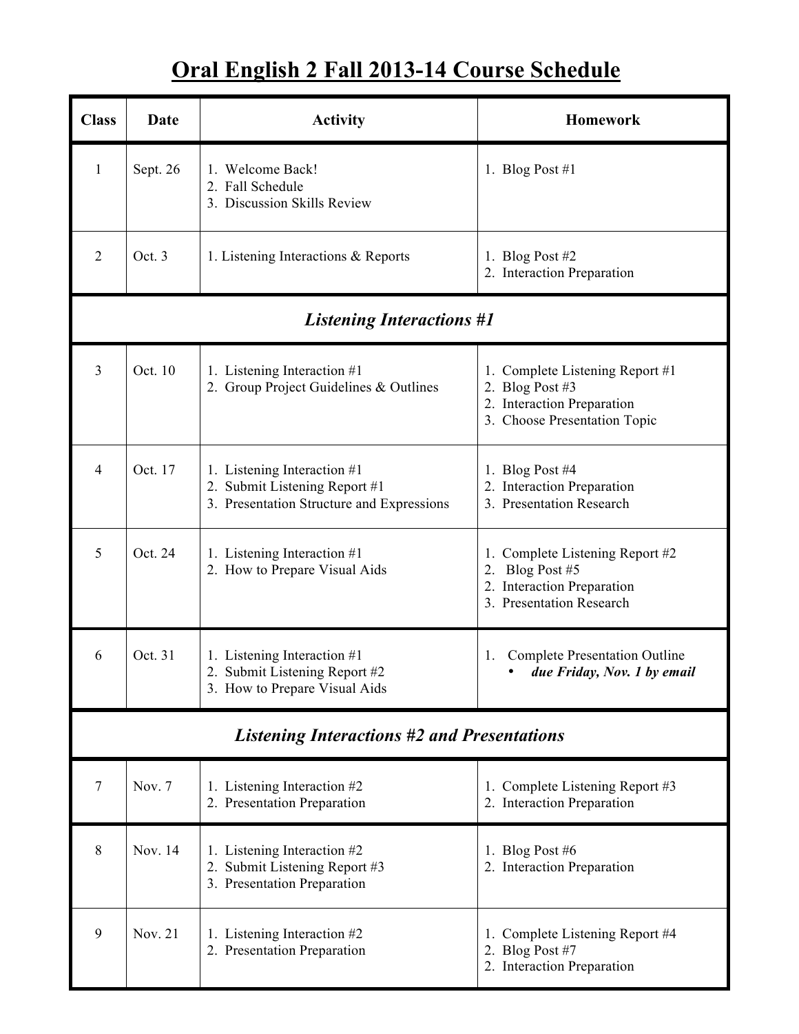# Oral English 2 Fall 2013-14 Course Schedule

| Class | Date | Activity | Homework |
|---|---|---|---|
| 1 | Sept. 26 | 1. Welcome Back!<br>2. Fall Schedule<br>3. Discussion Skills Review | 1. Blog Post #1 |
| 2 | Oct. 3 | 1. Listening Interactions & Reports | 1. Blog Post #2<br>2. Interaction Preparation |
| ***Listening Interactions #1*** | | | |
| 3 | Oct. 10 | 1. Listening Interaction #1<br>2. Group Project Guidelines & Outlines | 1. Complete Listening Report #1<br>2. Blog Post #3<br>2. Interaction Preparation<br>3. Choose Presentation Topic |
| 4 | Oct. 17 | 1. Listening Interaction #1<br>2. Submit Listening Report #1<br>3. Presentation Structure and Expressions | 1. Blog Post #4<br>2. Interaction Preparation<br>3. Presentation Research |
| 5 | Oct. 24 | 1. Listening Interaction #1<br>2. How to Prepare Visual Aids | 1. Complete Listening Report #2<br>2. Blog Post #5<br>2. Interaction Preparation<br>3. Presentation Research |
| 6 | Oct. 31 | 1. Listening Interaction #1<br>2. Submit Listening Report #2<br>3. How to Prepare Visual Aids | 1. Complete Presentation Outline<br>• ***due Friday, Nov. 1 by email*** |
| ***Listening Interactions #2 and Presentations*** | | | |
| 7 | Nov. 7 | 1. Listening Interaction #2<br>2. Presentation Preparation | 1. Complete Listening Report #3<br>2. Interaction Preparation |
| 8 | Nov. 14 | 1. Listening Interaction #2<br>2. Submit Listening Report #3<br>3. Presentation Preparation | 1. Blog Post #6<br>2. Interaction Preparation |
| 9 | Nov. 21 | 1. Listening Interaction #2<br>2. Presentation Preparation | 1. Complete Listening Report #4<br>2. Blog Post #7<br>2. Interaction Preparation |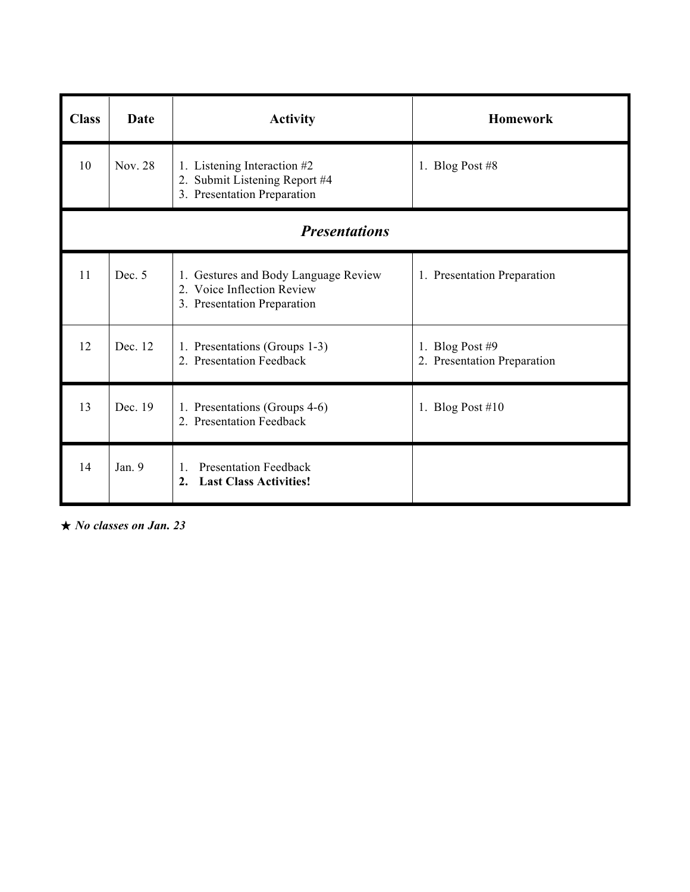| Class | Date | Activity | Homework |
|---|---|---|---|
| 10 | Nov. 28 | 1. Listening Interaction #2<br>2. Submit Listening Report #4<br>3. Presentation Preparation | 1. Blog Post #8 |
| ***Presentations*** | | | |
| 11 | Dec. 5 | 1. Gestures and Body Language Review<br>2. Voice Inflection Review<br>3. Presentation Preparation | 1. Presentation Preparation |
| 12 | Dec. 12 | 1. Presentations (Groups 1-3)<br>2. Presentation Feedback | 1. Blog Post #9<br>2. Presentation Preparation |
| 13 | Dec. 19 | 1. Presentations (Groups 4-6)<br>2. Presentation Feedback | 1. Blog Post #10 |
| 14 | Jan. 9 | 1. Presentation Feedback<br>**2. Last Class Activities!** | |

★ ***No classes on Jan. 23***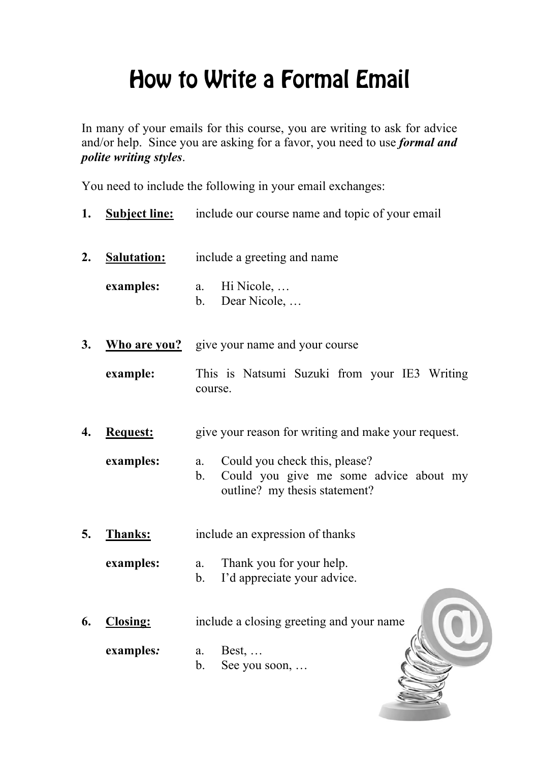# How to Write a Formal Email

In many of your emails for this course, you are writing to ask for advice and/or help. Since you are asking for a favor, you need to use ***formal and polite writing styles***.

You need to include the following in your email exchanges:

1. **Subject line:** include our course name and topic of your email

2. **Salutation:** include a greeting and name

   **examples:**
   a. Hi Nicole, …
   b. Dear Nicole, …

3. **Who are you?** give your name and your course

   **example:** This is Natsumi Suzuki from your IE3 Writing course.

4. **Request:** give your reason for writing and make your request.

   **examples:**
   a. Could you check this, please?
   b. Could you give me some advice about my outline? my thesis statement?

5. **Thanks:** include an expression of thanks

   **examples:**
   a. Thank you for your help.
   b. I'd appreciate your advice.

6. **Closing:** include a closing greeting and your name

   **examples*:***
   a. Best, …
   b. See you soon, …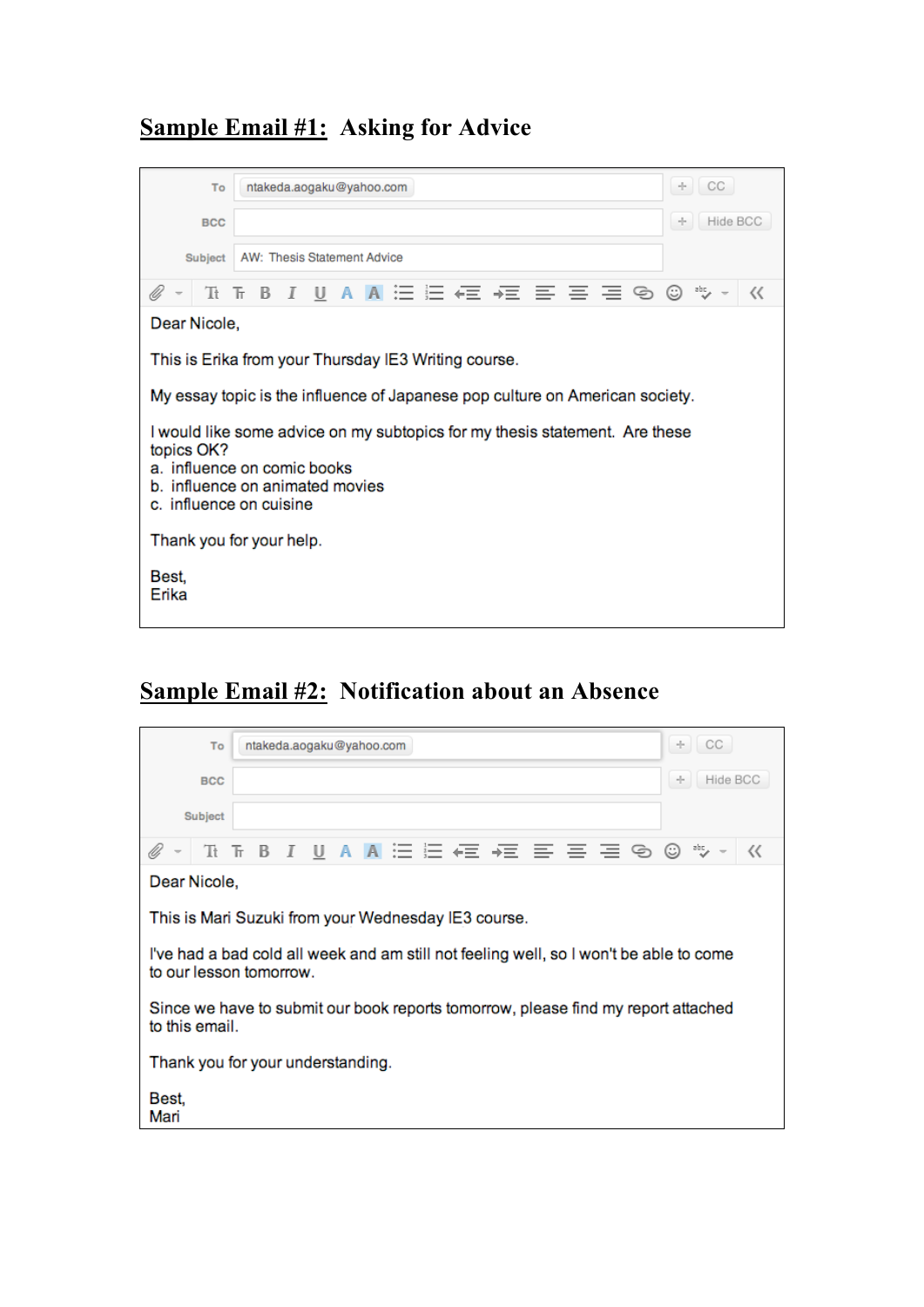## Sample Email #1: Asking for Advice

To: ntakeda.aogaku@yahoo.com

BCC:

Subject: AW: Thesis Statement Advice

Dear Nicole,

This is Erika from your Thursday IE3 Writing course.

My essay topic is the influence of Japanese pop culture on American society.

I would like some advice on my subtopics for my thesis statement. Are these topics OK?
a. influence on comic books
b. influence on animated movies
c. influence on cuisine

Thank you for your help.

Best,
Erika

## Sample Email #2: Notification about an Absence

To: ntakeda.aogaku@yahoo.com

BCC:

Subject:

Dear Nicole,

This is Mari Suzuki from your Wednesday IE3 course.

I've had a bad cold all week and am still not feeling well, so I won't be able to come to our lesson tomorrow.

Since we have to submit our book reports tomorrow, please find my report attached to this email.

Thank you for your understanding.

Best,
Mari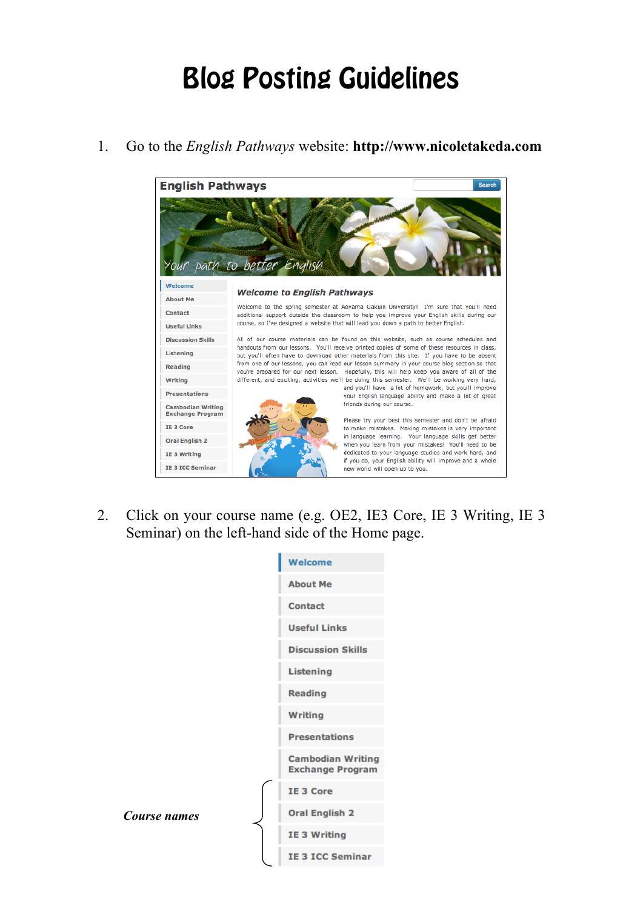# Blog Posting Guidelines

1. Go to the *English Pathways* website: **http://www.nicoletakeda.com**

2. Click on your course name (e.g. OE2, IE3 Core, IE 3 Writing, IE 3 Seminar) on the left-hand side of the Home page.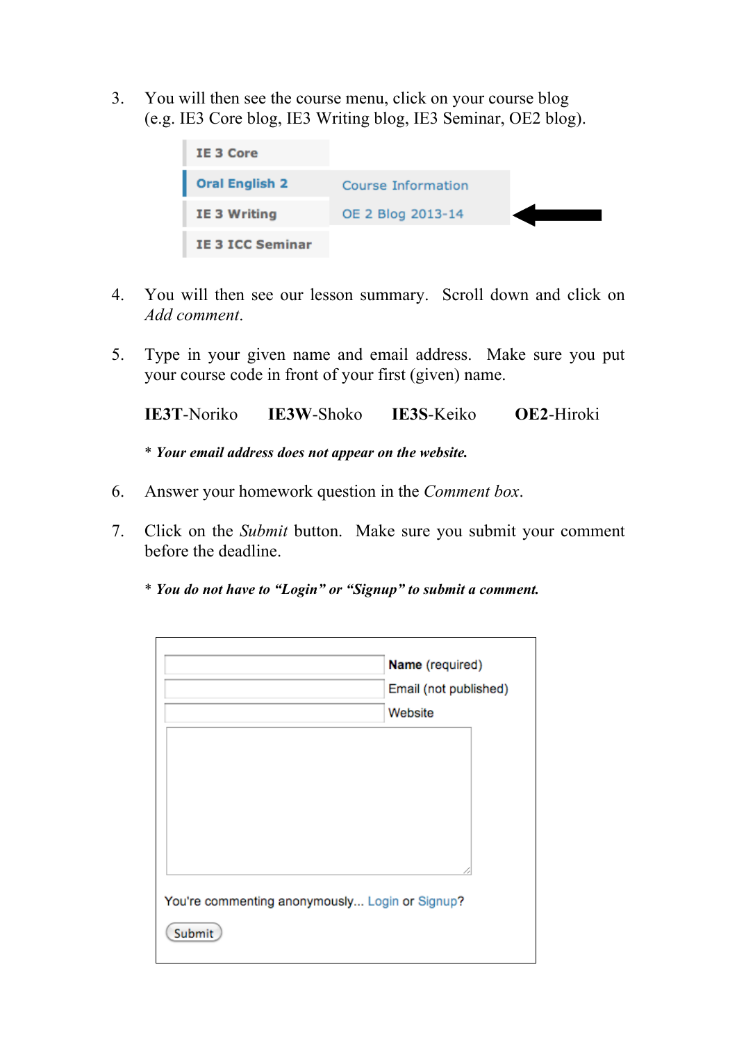3. You will then see the course menu, click on your course blog (e.g. IE3 Core blog, IE3 Writing blog, IE3 Seminar, OE2 blog).

   IE 3 Core
   Oral English 2 — Course Information
   IE 3 Writing — OE 2 Blog 2013-14
   IE 3 ICC Seminar

4. You will then see our lesson summary. Scroll down and click on *Add comment*.

5. Type in your given name and email address. Make sure you put your course code in front of your first (given) name.

   **IE3T**-Noriko **IE3W**-Shoko **IE3S**-Keiko **OE2**-Hiroki

   * ***Your email address does not appear on the website.***

6. Answer your homework question in the *Comment box*.

7. Click on the *Submit* button. Make sure you submit your comment before the deadline.

   * ***You do not have to "Login" or "Signup" to submit a comment.***

**Name** (required)
Email (not published)
Website

You're commenting anonymously... Login or Signup?

Submit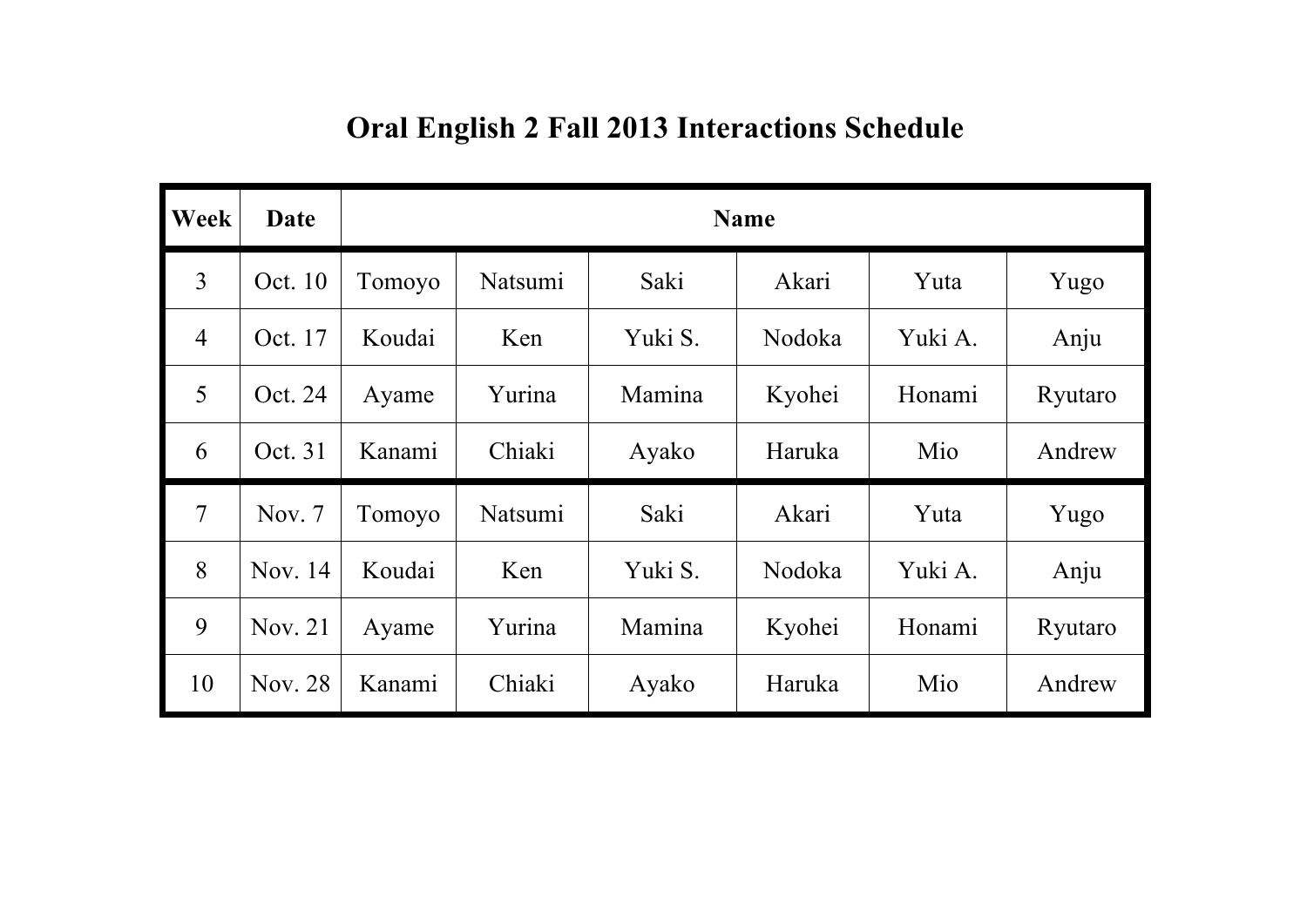# Oral English 2 Fall 2013 Interactions Schedule

| Week | Date | Name | | | | | |
|---|---|---|---|---|---|---|---|
| 3 | Oct. 10 | Tomoyo | Natsumi | Saki | Akari | Yuta | Yugo |
| 4 | Oct. 17 | Koudai | Ken | Yuki S. | Nodoka | Yuki A. | Anju |
| 5 | Oct. 24 | Ayame | Yurina | Mamina | Kyohei | Honami | Ryutaro |
| 6 | Oct. 31 | Kanami | Chiaki | Ayako | Haruka | Mio | Andrew |
| 7 | Nov. 7 | Tomoyo | Natsumi | Saki | Akari | Yuta | Yugo |
| 8 | Nov. 14 | Koudai | Ken | Yuki S. | Nodoka | Yuki A. | Anju |
| 9 | Nov. 21 | Ayame | Yurina | Mamina | Kyohei | Honami | Ryutaro |
| 10 | Nov. 28 | Kanami | Chiaki | Ayako | Haruka | Mio | Andrew |